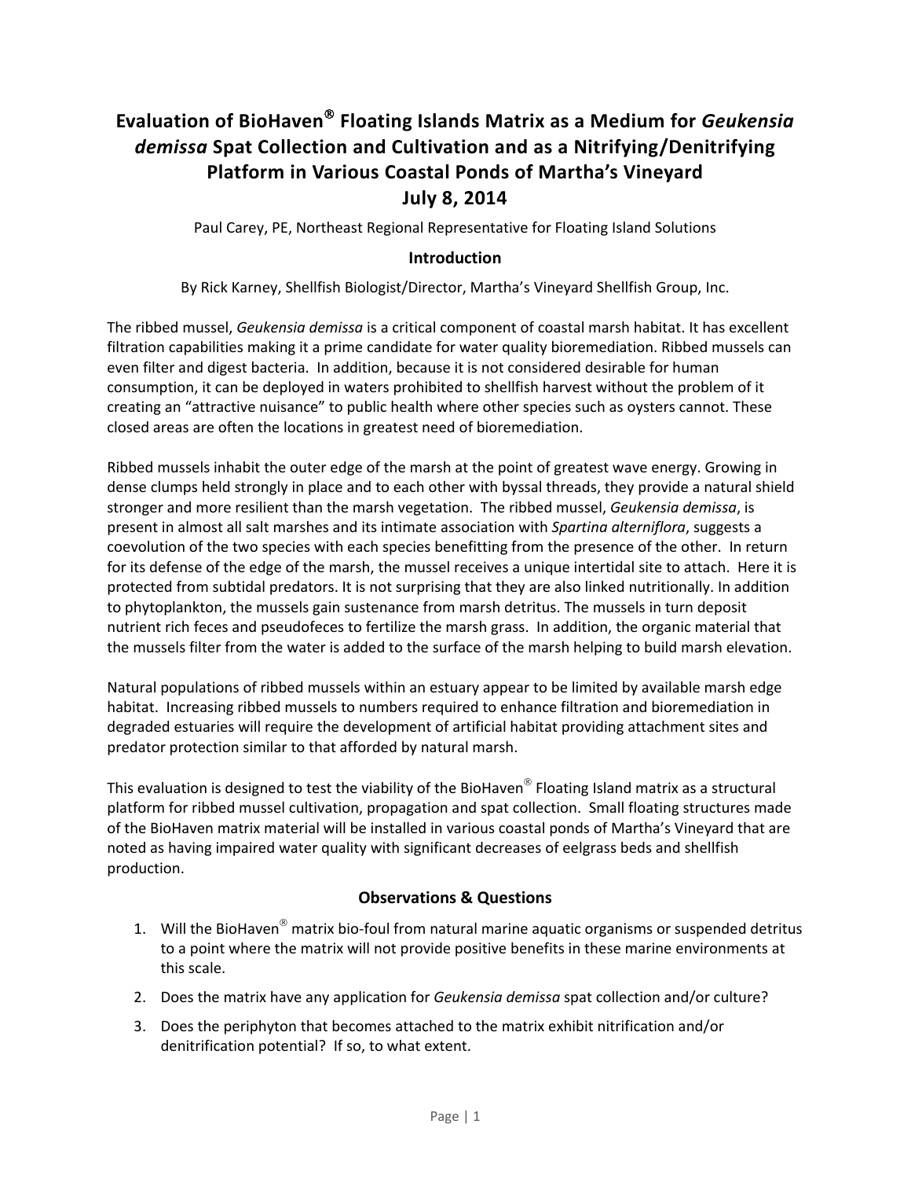# Evaluation of BioHaven® Floating Islands Matrix as a Medium for *Geukensia demissa* Spat Collection and Cultivation and as a Nitrifying/Denitrifying Platform in Various Coastal Ponds of Martha's Vineyard

## July 8, 2014

Paul Carey, PE, Northeast Regional Representative for Floating Island Solutions

## Introduction

By Rick Karney, Shellfish Biologist/Director, Martha's Vineyard Shellfish Group, Inc.

The ribbed mussel, *Geukensia demissa* is a critical component of coastal marsh habitat. It has excellent filtration capabilities making it a prime candidate for water quality bioremediation. Ribbed mussels can even filter and digest bacteria. In addition, because it is not considered desirable for human consumption, it can be deployed in waters prohibited to shellfish harvest without the problem of it creating an "attractive nuisance" to public health where other species such as oysters cannot. These closed areas are often the locations in greatest need of bioremediation.

Ribbed mussels inhabit the outer edge of the marsh at the point of greatest wave energy. Growing in dense clumps held strongly in place and to each other with byssal threads, they provide a natural shield stronger and more resilient than the marsh vegetation. The ribbed mussel, *Geukensia demissa*, is present in almost all salt marshes and its intimate association with *Spartina alterniflora*, suggests a coevolution of the two species with each species benefitting from the presence of the other. In return for its defense of the edge of the marsh, the mussel receives a unique intertidal site to attach. Here it is protected from subtidal predators. It is not surprising that they are also linked nutritionally. In addition to phytoplankton, the mussels gain sustenance from marsh detritus. The mussels in turn deposit nutrient rich feces and pseudofeces to fertilize the marsh grass. In addition, the organic material that the mussels filter from the water is added to the surface of the marsh helping to build marsh elevation.

Natural populations of ribbed mussels within an estuary appear to be limited by available marsh edge habitat. Increasing ribbed mussels to numbers required to enhance filtration and bioremediation in degraded estuaries will require the development of artificial habitat providing attachment sites and predator protection similar to that afforded by natural marsh.

This evaluation is designed to test the viability of the BioHaven® Floating Island matrix as a structural platform for ribbed mussel cultivation, propagation and spat collection. Small floating structures made of the BioHaven matrix material will be installed in various coastal ponds of Martha's Vineyard that are noted as having impaired water quality with significant decreases of eelgrass beds and shellfish production.

## Observations & Questions

1. Will the BioHaven® matrix bio-foul from natural marine aquatic organisms or suspended detritus to a point where the matrix will not provide positive benefits in these marine environments at this scale.
2. Does the matrix have any application for *Geukensia demissa* spat collection and/or culture?
3. Does the periphyton that becomes attached to the matrix exhibit nitrification and/or denitrification potential? If so, to what extent.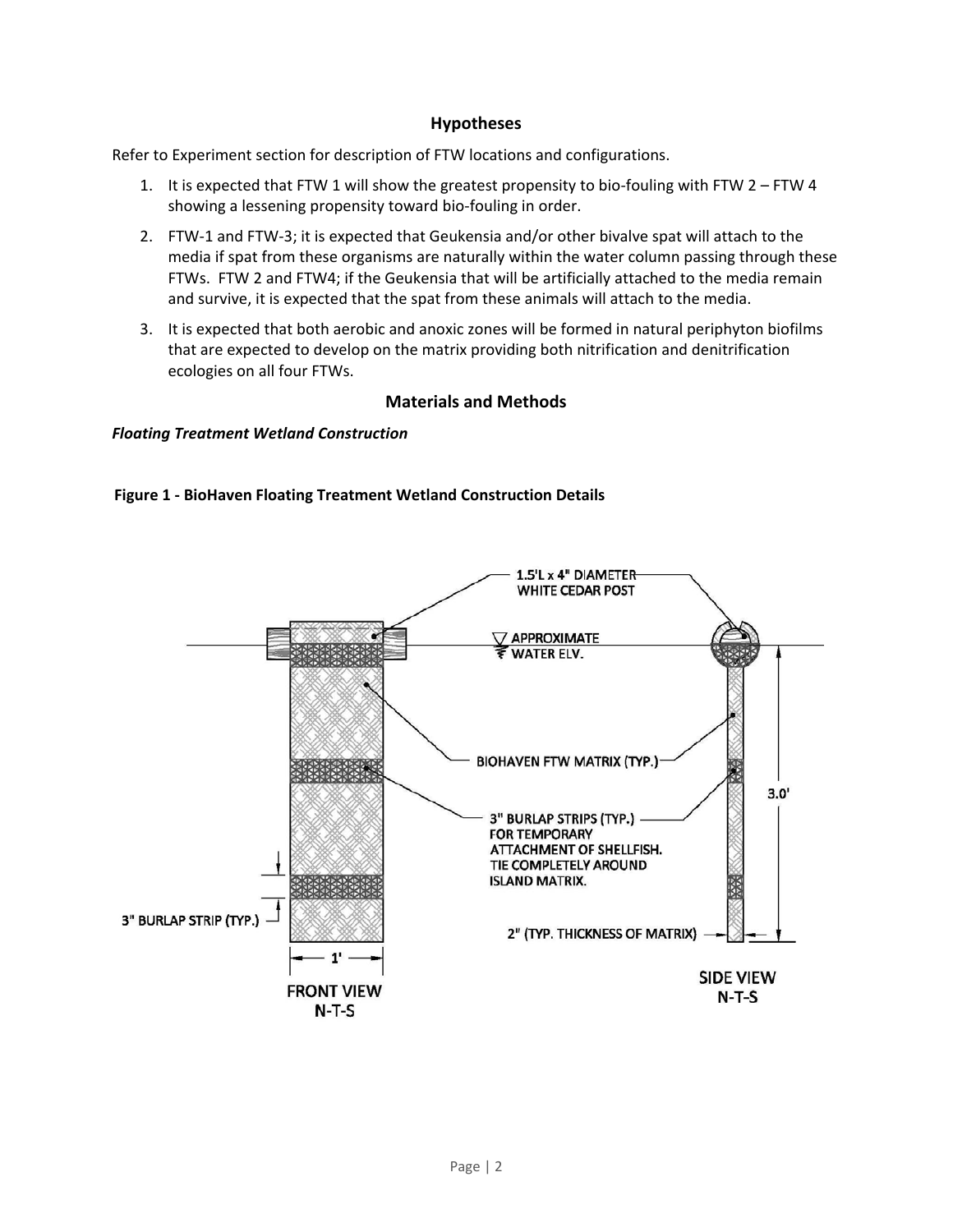## Hypotheses

Refer to Experiment section for description of FTW locations and configurations.

1. It is expected that FTW 1 will show the greatest propensity to bio-fouling with FTW 2 – FTW 4 showing a lessening propensity toward bio-fouling in order.
2. FTW-1 and FTW-3; it is expected that Geukensia and/or other bivalve spat will attach to the media if spat from these organisms are naturally within the water column passing through these FTWs. FTW 2 and FTW4; if the Geukensia that will be artificially attached to the media remain and survive, it is expected that the spat from these animals will attach to the media.
3. It is expected that both aerobic and anoxic zones will be formed in natural periphyton biofilms that are expected to develop on the matrix providing both nitrification and denitrification ecologies on all four FTWs.

## Materials and Methods

### *Floating Treatment Wetland Construction*

**Figure 1 - BioHaven Floating Treatment Wetland Construction Details**

1.5'L x 4" DIAMETER WHITE CEDAR POST

APPROXIMATE WATER ELV.

BIOHAVEN FTW MATRIX (TYP.)

3" BURLAP STRIPS (TYP.) FOR TEMPORARY ATTACHMENT OF SHELLFISH. TIE COMPLETELY AROUND ISLAND MATRIX.

3" BURLAP STRIP (TYP.)

3.0'

1'

2" (TYP. THICKNESS OF MATRIX)

FRONT VIEW N-T-S

SIDE VIEW N-T-S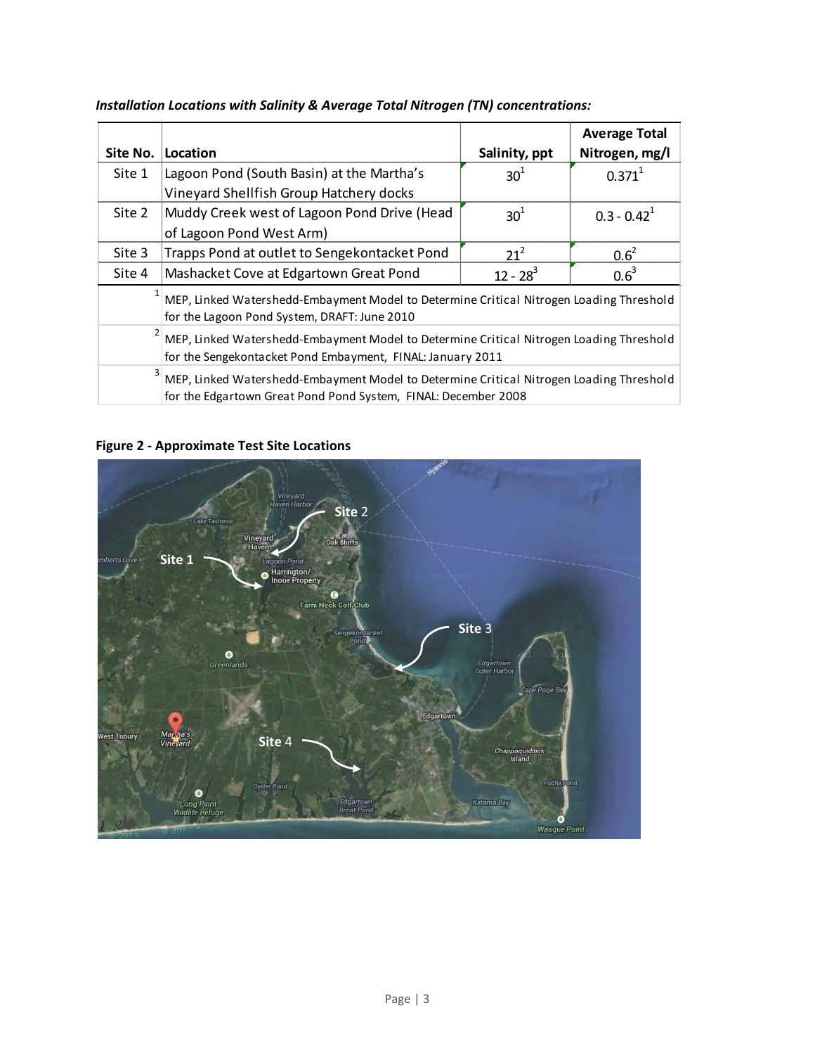***Installation Locations with Salinity & Average Total Nitrogen (TN) concentrations:***

| Site No. | Location | Salinity, ppt | Average Total Nitrogen, mg/l |
|---|---|---|---|
| Site 1 | Lagoon Pond (South Basin) at the Martha's Vineyard Shellfish Group Hatchery docks | 30[1] | 0.371[1] |
| Site 2 | Muddy Creek west of Lagoon Pond Drive (Head of Lagoon Pond West Arm) | 30[1] | 0.3 - 0.42[1] |
| Site 3 | Trapps Pond at outlet to Sengekontacket Pond | 21[2] | 0.6[2] |
| Site 4 | Mashacket Cove at Edgartown Great Pond | 12 - 28[3] | 0.6[3] |

[1] MEP, Linked Watershedd-Embayment Model to Determine Critical Nitrogen Loading Threshold for the Lagoon Pond System, DRAFT: June 2010

[2] MEP, Linked Watershedd-Embayment Model to Determine Critical Nitrogen Loading Threshold for the Sengekontacket Pond Embayment, FINAL: January 2011

[3] MEP, Linked Watershedd-Embayment Model to Determine Critical Nitrogen Loading Threshold for the Edgartown Great Pond Pond System, FINAL: December 2008

**Figure 2 - Approximate Test Site Locations**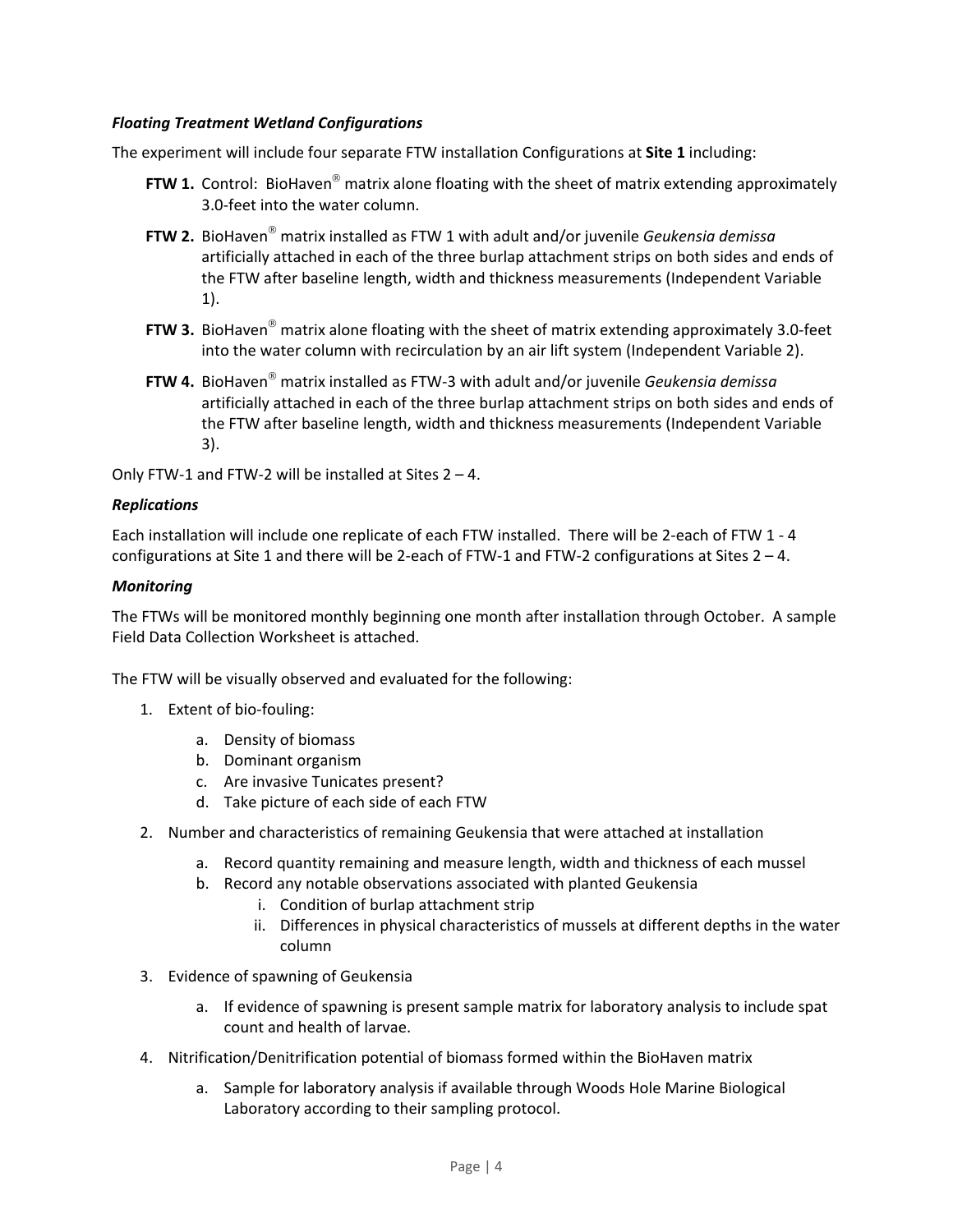***Floating Treatment Wetland Configurations***

The experiment will include four separate FTW installation Configurations at **Site 1** including:

- **FTW 1.** Control: BioHaven® matrix alone floating with the sheet of matrix extending approximately 3.0-feet into the water column.
- **FTW 2.** BioHaven® matrix installed as FTW 1 with adult and/or juvenile *Geukensia demissa* artificially attached in each of the three burlap attachment strips on both sides and ends of the FTW after baseline length, width and thickness measurements (Independent Variable 1).
- **FTW 3.** BioHaven® matrix alone floating with the sheet of matrix extending approximately 3.0-feet into the water column with recirculation by an air lift system (Independent Variable 2).
- **FTW 4.** BioHaven® matrix installed as FTW-3 with adult and/or juvenile *Geukensia demissa* artificially attached in each of the three burlap attachment strips on both sides and ends of the FTW after baseline length, width and thickness measurements (Independent Variable 3).

Only FTW-1 and FTW-2 will be installed at Sites 2 – 4.

***Replications***

Each installation will include one replicate of each FTW installed. There will be 2-each of FTW 1 - 4 configurations at Site 1 and there will be 2-each of FTW-1 and FTW-2 configurations at Sites 2 – 4.

***Monitoring***

The FTWs will be monitored monthly beginning one month after installation through October. A sample Field Data Collection Worksheet is attached.

The FTW will be visually observed and evaluated for the following:

1. Extent of bio-fouling:
    a. Density of biomass
    b. Dominant organism
    c. Are invasive Tunicates present?
    d. Take picture of each side of each FTW
2. Number and characteristics of remaining Geukensia that were attached at installation
    a. Record quantity remaining and measure length, width and thickness of each mussel
    b. Record any notable observations associated with planted Geukensia
        i. Condition of burlap attachment strip
        ii. Differences in physical characteristics of mussels at different depths in the water column
3. Evidence of spawning of Geukensia
    a. If evidence of spawning is present sample matrix for laboratory analysis to include spat count and health of larvae.
4. Nitrification/Denitrification potential of biomass formed within the BioHaven matrix
    a. Sample for laboratory analysis if available through Woods Hole Marine Biological Laboratory according to their sampling protocol.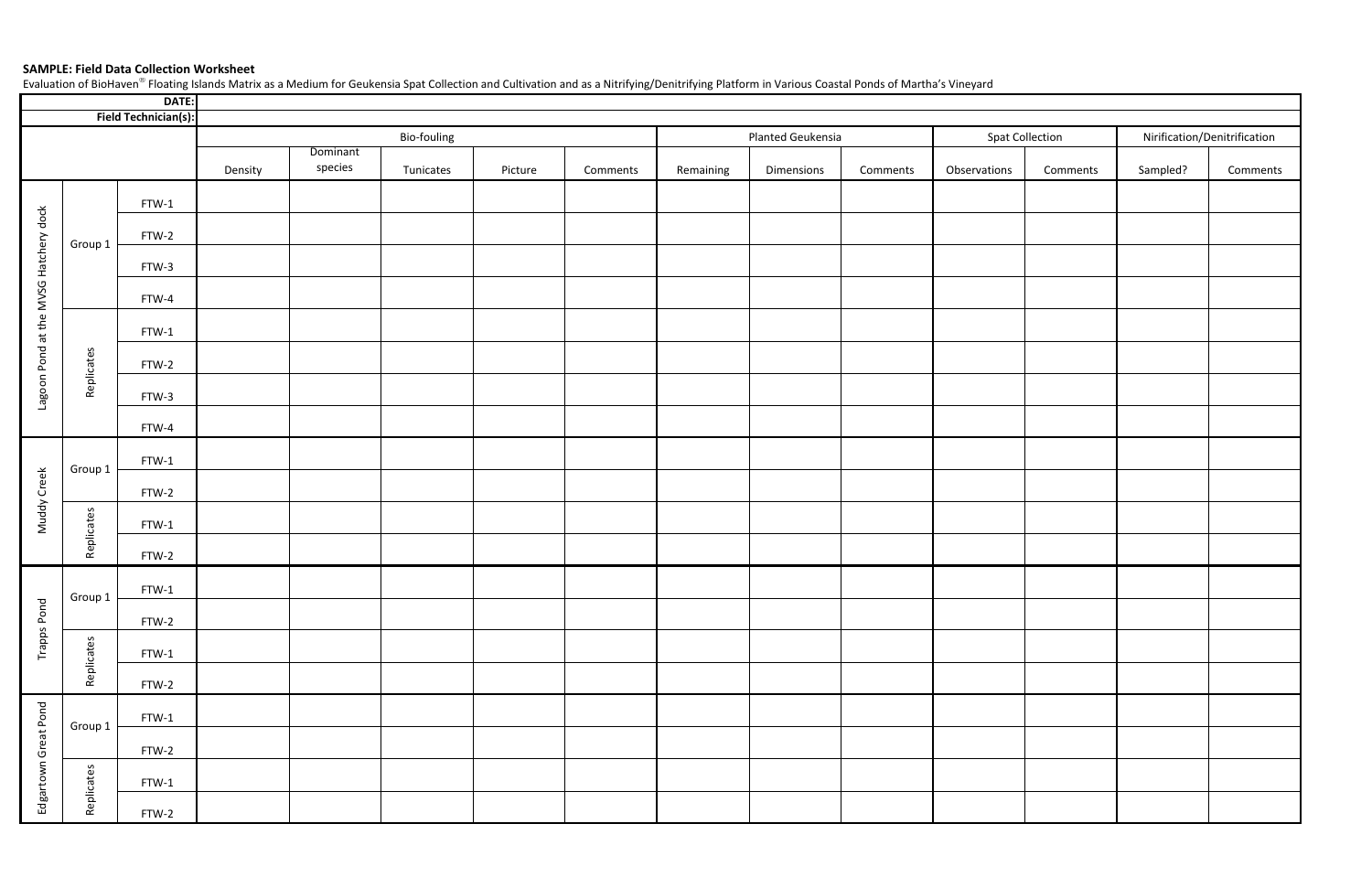**SAMPLE: Field Data Collection Worksheet**

Evaluation of BioHaven® Floating Islands Matrix as a Medium for Geukensia Spat Collection and Cultivation and as a Nitrifying/Denitrifying Platform in Various Coastal Ponds of Martha's Vineyard

| | | DATE: | | | | | | | | | | | | |
|---|---|---|---|---|---|---|---|---|---|---|---|---|---|---|
| | | **Field Technician(s):** | | | | | | | | | | | | |
| | | | Bio-fouling | | | | | Planted Geukensia | | | Spat Collection | | Nirification/Denitrification | |
| | | | Density | Dominant species | Tunicates | Picture | Comments | Remaining | Dimensions | Comments | Observations | Comments | Sampled? | Comments |
| Lagoon Pond at the MVSG Hatchery dock | Group 1 | FTW-1 | | | | | | | | | | | | |
| | | FTW-2 | | | | | | | | | | | | |
| | | FTW-3 | | | | | | | | | | | | |
| | | FTW-4 | | | | | | | | | | | | |
| | Replicates | FTW-1 | | | | | | | | | | | | |
| | | FTW-2 | | | | | | | | | | | | |
| | | FTW-3 | | | | | | | | | | | | |
| | | FTW-4 | | | | | | | | | | | | |
| Muddy Creek | Group 1 | FTW-1 | | | | | | | | | | | | |
| | | FTW-2 | | | | | | | | | | | | |
| | Replicates | FTW-1 | | | | | | | | | | | | |
| | | FTW-2 | | | | | | | | | | | | |
| Trapps Pond | Group 1 | FTW-1 | | | | | | | | | | | | |
| | | FTW-2 | | | | | | | | | | | | |
| | Replicates | FTW-1 | | | | | | | | | | | | |
| | | FTW-2 | | | | | | | | | | | | |
| Edgartown Great Pond | Group 1 | FTW-1 | | | | | | | | | | | | |
| | | FTW-2 | | | | | | | | | | | | |
| | Replicates | FTW-1 | | | | | | | | | | | | |
| | | FTW-2 | | | | | | | | | | | | |